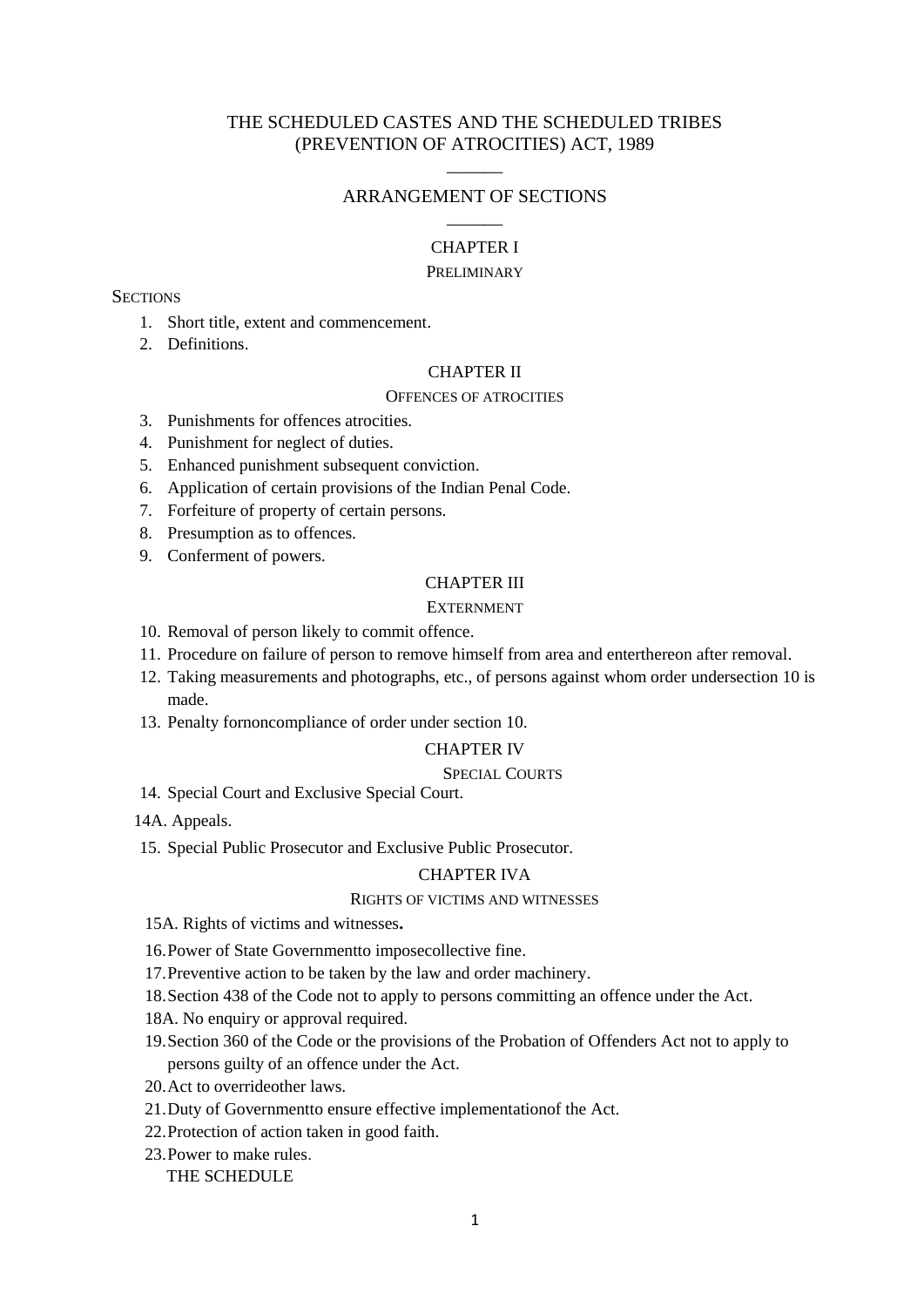# THE SCHEDULED CASTES AND THE SCHEDULED TRIBES (PREVENTION OF ATROCITIES) ACT, 1989

______

## ARRANGEMENT OF SECTIONS

______

### CHAPTER I

PRELIMINARY

SECTIONS

1. Short title, extent and commencement.
2. Definitions.

### CHAPTER II

OFFENCES OF ATROCITIES

3. Punishments for offences atrocities.
4. Punishment for neglect of duties.
5. Enhanced punishment subsequent conviction.
6. Application of certain provisions of the Indian Penal Code.
7. Forfeiture of property of certain persons.
8. Presumption as to offences.
9. Conferment of powers.

### CHAPTER III

EXTERNMENT

10. Removal of person likely to commit offence.
11. Procedure on failure of person to remove himself from area and enterthereon after removal.
12. Taking measurements and photographs, etc., of persons against whom order undersection 10 is made.
13. Penalty fornoncompliance of order under section 10.

### CHAPTER IV

SPECIAL COURTS

14. Special Court and Exclusive Special Court.

14A. Appeals.

15. Special Public Prosecutor and Exclusive Public Prosecutor.

### CHAPTER IVA

RIGHTS OF VICTIMS AND WITNESSES

15A. Rights of victims and witnesses**.**

16. Power of State Governmentto imposecollective fine.
17. Preventive action to be taken by the law and order machinery.
18. Section 438 of the Code not to apply to persons committing an offence under the Act.

18A. No enquiry or approval required.

19. Section 360 of the Code or the provisions of the Probation of Offenders Act not to apply to persons guilty of an offence under the Act.
20. Act to overrideother laws.
21. Duty of Governmentto ensure effective implementationof the Act.
22. Protection of action taken in good faith.
23. Power to make rules.

THE SCHEDULE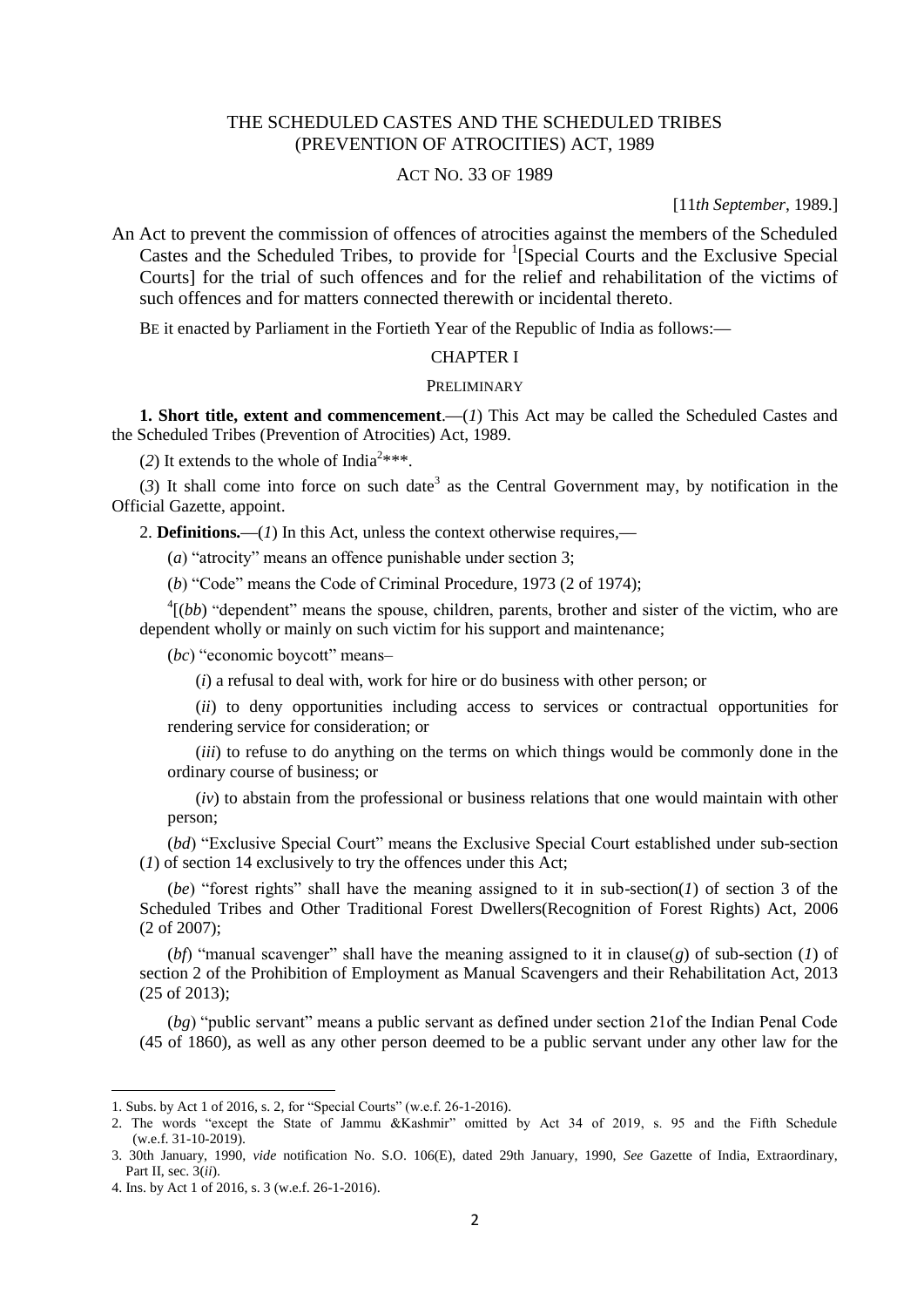# THE SCHEDULED CASTES AND THE SCHEDULED TRIBES (PREVENTION OF ATROCITIES) ACT, 1989

ACT NO. 33 OF 1989

[11*th September*, 1989.]

An Act to prevent the commission of offences of atrocities against the members of the Scheduled Castes and the Scheduled Tribes, to provide for [1][Special Courts and the Exclusive Special Courts] for the trial of such offences and for the relief and rehabilitation of the victims of such offences and for matters connected therewith or incidental thereto.

BE it enacted by Parliament in the Fortieth Year of the Republic of India as follows:—

## CHAPTER I

### PRELIMINARY

**1. Short title, extent and commencement**.—(*1*) This Act may be called the Scheduled Castes and the Scheduled Tribes (Prevention of Atrocities) Act, 1989.

(*2*) It extends to the whole of India[2]***.

(*3*) It shall come into force on such date[3] as the Central Government may, by notification in the Official Gazette, appoint.

2. **Definitions.**—(*1*) In this Act, unless the context otherwise requires,—

(*a*) "atrocity" means an offence punishable under section 3;

(*b*) "Code" means the Code of Criminal Procedure, 1973 (2 of 1974);

[4][(*bb*) "dependent" means the spouse, children, parents, brother and sister of the victim, who are dependent wholly or mainly on such victim for his support and maintenance;

(*bc*) "economic boycott" means–

(*i*) a refusal to deal with, work for hire or do business with other person; or

(*ii*) to deny opportunities including access to services or contractual opportunities for rendering service for consideration; or

(*iii*) to refuse to do anything on the terms on which things would be commonly done in the ordinary course of business; or

(*iv*) to abstain from the professional or business relations that one would maintain with other person;

(*bd*) "Exclusive Special Court" means the Exclusive Special Court established under sub-section (*1*) of section 14 exclusively to try the offences under this Act;

(*be*) "forest rights" shall have the meaning assigned to it in sub-section(*1*) of section 3 of the Scheduled Tribes and Other Traditional Forest Dwellers(Recognition of Forest Rights) Act, 2006 (2 of 2007);

(*bf*) "manual scavenger" shall have the meaning assigned to it in clause(*g*) of sub-section (*1*) of section 2 of the Prohibition of Employment as Manual Scavengers and their Rehabilitation Act, 2013 (25 of 2013);

(*bg*) "public servant" means a public servant as defined under section 21of the Indian Penal Code (45 of 1860), as well as any other person deemed to be a public servant under any other law for the

---

1. Subs. by Act 1 of 2016, s. 2, for "Special Courts" (w.e.f. 26-1-2016).
2. The words "except the State of Jammu &Kashmir" omitted by Act 34 of 2019, s. 95 and the Fifth Schedule (w.e.f. 31-10-2019).
3. 30th January, 1990, *vide* notification No. S.O. 106(E), dated 29th January, 1990, *See* Gazette of India, Extraordinary, Part II, sec. 3(*ii*).
4. Ins. by Act 1 of 2016, s. 3 (w.e.f. 26-1-2016).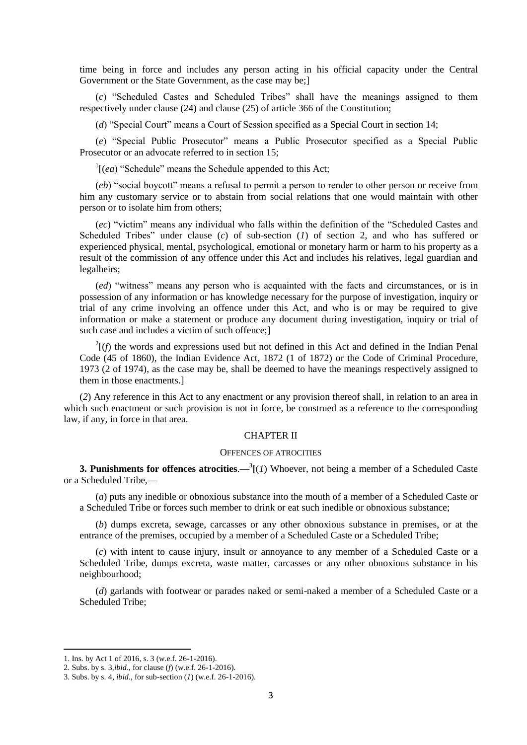time being in force and includes any person acting in his official capacity under the Central Government or the State Government, as the case may be;]

(*c*) "Scheduled Castes and Scheduled Tribes" shall have the meanings assigned to them respectively under clause (24) and clause (25) of article 366 of the Constitution;

(*d*) "Special Court" means a Court of Session specified as a Special Court in section 14;

(*e*) "Special Public Prosecutor" means a Public Prosecutor specified as a Special Public Prosecutor or an advocate referred to in section 15;

[1][(*ea*) "Schedule" means the Schedule appended to this Act;

(*eb*) "social boycott" means a refusal to permit a person to render to other person or receive from him any customary service or to abstain from social relations that one would maintain with other person or to isolate him from others;

(*ec*) "victim" means any individual who falls within the definition of the "Scheduled Castes and Scheduled Tribes" under clause (*c*) of sub-section (*1*) of section 2, and who has suffered or experienced physical, mental, psychological, emotional or monetary harm or harm to his property as a result of the commission of any offence under this Act and includes his relatives, legal guardian and legalheirs;

(*ed*) "witness" means any person who is acquainted with the facts and circumstances, or is in possession of any information or has knowledge necessary for the purpose of investigation, inquiry or trial of any crime involving an offence under this Act, and who is or may be required to give information or make a statement or produce any document during investigation, inquiry or trial of such case and includes a victim of such offence;]

[2][(*f*) the words and expressions used but not defined in this Act and defined in the Indian Penal Code (45 of 1860), the Indian Evidence Act, 1872 (1 of 1872) or the Code of Criminal Procedure, 1973 (2 of 1974), as the case may be, shall be deemed to have the meanings respectively assigned to them in those enactments.]

(*2*) Any reference in this Act to any enactment or any provision thereof shall, in relation to an area in which such enactment or such provision is not in force, be construed as a reference to the corresponding law, if any, in force in that area.

## CHAPTER II

### OFFENCES OF ATROCITIES

**3. Punishments for offences atrocities**.—[3][(*1*) Whoever, not being a member of a Scheduled Caste or a Scheduled Tribe,—

(*a*) puts any inedible or obnoxious substance into the mouth of a member of a Scheduled Caste or a Scheduled Tribe or forces such member to drink or eat such inedible or obnoxious substance;

(*b*) dumps excreta, sewage, carcasses or any other obnoxious substance in premises, or at the entrance of the premises, occupied by a member of a Scheduled Caste or a Scheduled Tribe;

(*c*) with intent to cause injury, insult or annoyance to any member of a Scheduled Caste or a Scheduled Tribe, dumps excreta, waste matter, carcasses or any other obnoxious substance in his neighbourhood;

(*d*) garlands with footwear or parades naked or semi-naked a member of a Scheduled Caste or a Scheduled Tribe;

---

1. Ins. by Act 1 of 2016, s. 3 (w.e.f. 26-1-2016).
2. Subs. by s. 3,*ibid*., for clause (*f*) (w.e.f. 26-1-2016).
3. Subs. by s. 4, *ibid*., for sub-section (*1*) (w.e.f. 26-1-2016).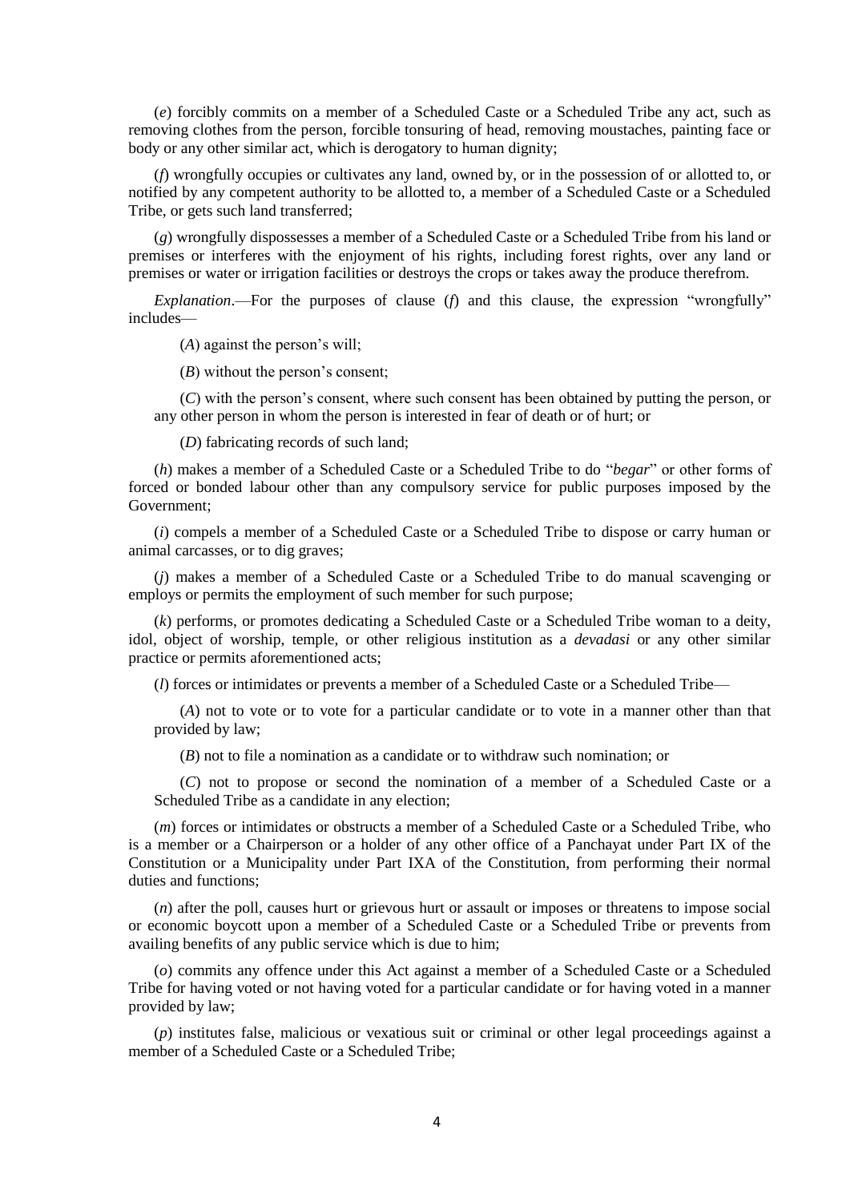(*e*) forcibly commits on a member of a Scheduled Caste or a Scheduled Tribe any act, such as removing clothes from the person, forcible tonsuring of head, removing moustaches, painting face or body or any other similar act, which is derogatory to human dignity;

(*f*) wrongfully occupies or cultivates any land, owned by, or in the possession of or allotted to, or notified by any competent authority to be allotted to, a member of a Scheduled Caste or a Scheduled Tribe, or gets such land transferred;

(*g*) wrongfully dispossesses a member of a Scheduled Caste or a Scheduled Tribe from his land or premises or interferes with the enjoyment of his rights, including forest rights, over any land or premises or water or irrigation facilities or destroys the crops or takes away the produce therefrom.

*Explanation*.—For the purposes of clause (*f*) and this clause, the expression "wrongfully" includes—

(*A*) against the person's will;

(*B*) without the person's consent;

(*C*) with the person's consent, where such consent has been obtained by putting the person, or any other person in whom the person is interested in fear of death or of hurt; or

(*D*) fabricating records of such land;

(*h*) makes a member of a Scheduled Caste or a Scheduled Tribe to do "*begar*" or other forms of forced or bonded labour other than any compulsory service for public purposes imposed by the Government;

(*i*) compels a member of a Scheduled Caste or a Scheduled Tribe to dispose or carry human or animal carcasses, or to dig graves;

(*j*) makes a member of a Scheduled Caste or a Scheduled Tribe to do manual scavenging or employs or permits the employment of such member for such purpose;

(*k*) performs, or promotes dedicating a Scheduled Caste or a Scheduled Tribe woman to a deity, idol, object of worship, temple, or other religious institution as a *devadasi* or any other similar practice or permits aforementioned acts;

(*l*) forces or intimidates or prevents a member of a Scheduled Caste or a Scheduled Tribe—

(*A*) not to vote or to vote for a particular candidate or to vote in a manner other than that provided by law;

(*B*) not to file a nomination as a candidate or to withdraw such nomination; or

(*C*) not to propose or second the nomination of a member of a Scheduled Caste or a Scheduled Tribe as a candidate in any election;

(*m*) forces or intimidates or obstructs a member of a Scheduled Caste or a Scheduled Tribe, who is a member or a Chairperson or a holder of any other office of a Panchayat under Part IX of the Constitution or a Municipality under Part IXA of the Constitution, from performing their normal duties and functions;

(*n*) after the poll, causes hurt or grievous hurt or assault or imposes or threatens to impose social or economic boycott upon a member of a Scheduled Caste or a Scheduled Tribe or prevents from availing benefits of any public service which is due to him;

(*o*) commits any offence under this Act against a member of a Scheduled Caste or a Scheduled Tribe for having voted or not having voted for a particular candidate or for having voted in a manner provided by law;

(*p*) institutes false, malicious or vexatious suit or criminal or other legal proceedings against a member of a Scheduled Caste or a Scheduled Tribe;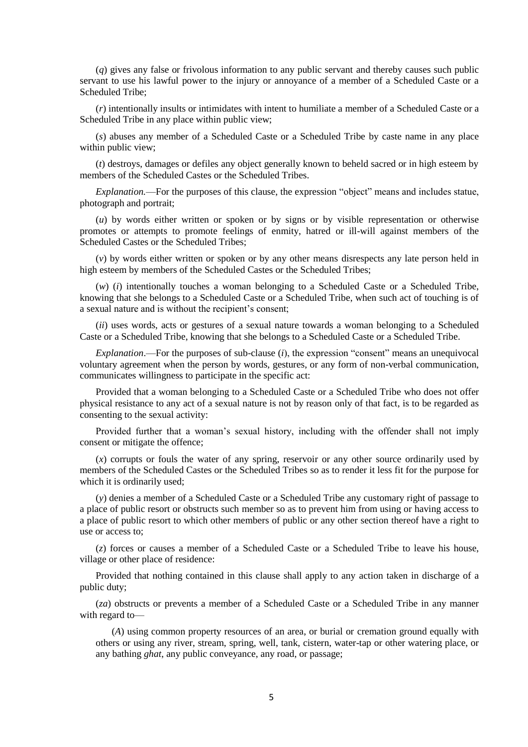(*q*) gives any false or frivolous information to any public servant and thereby causes such public servant to use his lawful power to the injury or annoyance of a member of a Scheduled Caste or a Scheduled Tribe;

(*r*) intentionally insults or intimidates with intent to humiliate a member of a Scheduled Caste or a Scheduled Tribe in any place within public view;

(*s*) abuses any member of a Scheduled Caste or a Scheduled Tribe by caste name in any place within public view;

(*t*) destroys, damages or defiles any object generally known to beheld sacred or in high esteem by members of the Scheduled Castes or the Scheduled Tribes.

*Explanation.*—For the purposes of this clause, the expression "object" means and includes statue, photograph and portrait;

(*u*) by words either written or spoken or by signs or by visible representation or otherwise promotes or attempts to promote feelings of enmity, hatred or ill-will against members of the Scheduled Castes or the Scheduled Tribes;

(*v*) by words either written or spoken or by any other means disrespects any late person held in high esteem by members of the Scheduled Castes or the Scheduled Tribes;

(*w*) (*i*) intentionally touches a woman belonging to a Scheduled Caste or a Scheduled Tribe, knowing that she belongs to a Scheduled Caste or a Scheduled Tribe, when such act of touching is of a sexual nature and is without the recipient's consent;

(*ii*) uses words, acts or gestures of a sexual nature towards a woman belonging to a Scheduled Caste or a Scheduled Tribe, knowing that she belongs to a Scheduled Caste or a Scheduled Tribe.

*Explanation*.—For the purposes of sub-clause (*i*), the expression "consent" means an unequivocal voluntary agreement when the person by words, gestures, or any form of non-verbal communication, communicates willingness to participate in the specific act:

Provided that a woman belonging to a Scheduled Caste or a Scheduled Tribe who does not offer physical resistance to any act of a sexual nature is not by reason only of that fact, is to be regarded as consenting to the sexual activity:

Provided further that a woman's sexual history, including with the offender shall not imply consent or mitigate the offence;

(*x*) corrupts or fouls the water of any spring, reservoir or any other source ordinarily used by members of the Scheduled Castes or the Scheduled Tribes so as to render it less fit for the purpose for which it is ordinarily used;

(*y*) denies a member of a Scheduled Caste or a Scheduled Tribe any customary right of passage to a place of public resort or obstructs such member so as to prevent him from using or having access to a place of public resort to which other members of public or any other section thereof have a right to use or access to;

(*z*) forces or causes a member of a Scheduled Caste or a Scheduled Tribe to leave his house, village or other place of residence:

Provided that nothing contained in this clause shall apply to any action taken in discharge of a public duty;

(*za*) obstructs or prevents a member of a Scheduled Caste or a Scheduled Tribe in any manner with regard to—

(*A*) using common property resources of an area, or burial or cremation ground equally with others or using any river, stream, spring, well, tank, cistern, water-tap or other watering place, or any bathing *ghat*, any public conveyance, any road, or passage;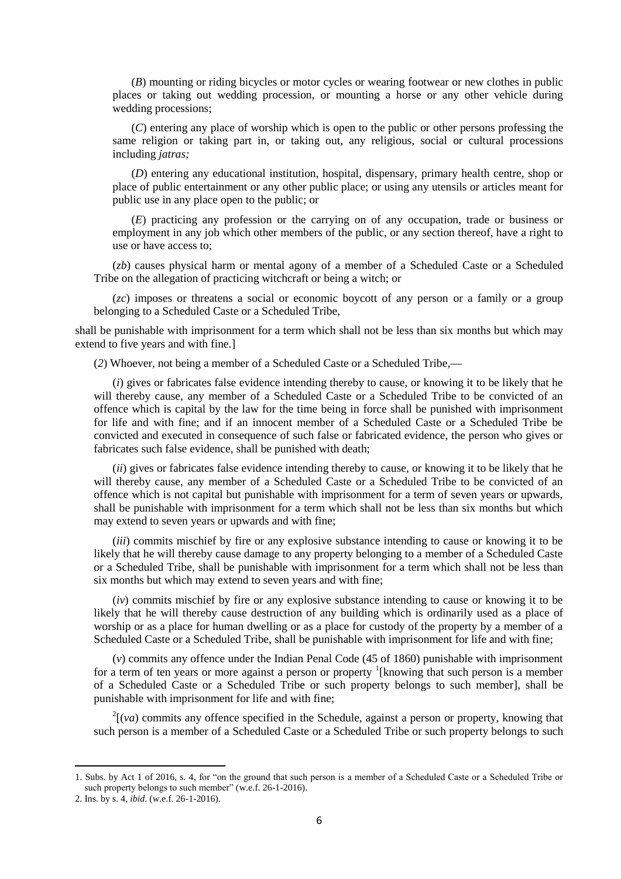(*B*) mounting or riding bicycles or motor cycles or wearing footwear or new clothes in public places or taking out wedding procession, or mounting a horse or any other vehicle during wedding processions;

(*C*) entering any place of worship which is open to the public or other persons professing the same religion or taking part in, or taking out, any religious, social or cultural processions including *jatras;*

(*D*) entering any educational institution, hospital, dispensary, primary health centre, shop or place of public entertainment or any other public place; or using any utensils or articles meant for public use in any place open to the public; or

(*E*) practicing any profession or the carrying on of any occupation, trade or business or employment in any job which other members of the public, or any section thereof, have a right to use or have access to;

(*zb*) causes physical harm or mental agony of a member of a Scheduled Caste or a Scheduled Tribe on the allegation of practicing witchcraft or being a witch; or

(*zc*) imposes or threatens a social or economic boycott of any person or a family or a group belonging to a Scheduled Caste or a Scheduled Tribe,

shall be punishable with imprisonment for a term which shall not be less than six months but which may extend to five years and with fine.]

(*2*) Whoever, not being a member of a Scheduled Caste or a Scheduled Tribe,—

(*i*) gives or fabricates false evidence intending thereby to cause, or knowing it to be likely that he will thereby cause, any member of a Scheduled Caste or a Scheduled Tribe to be convicted of an offence which is capital by the law for the time being in force shall be punished with imprisonment for life and with fine; and if an innocent member of a Scheduled Caste or a Scheduled Tribe be convicted and executed in consequence of such false or fabricated evidence, the person who gives or fabricates such false evidence, shall be punished with death;

(*ii*) gives or fabricates false evidence intending thereby to cause, or knowing it to be likely that he will thereby cause, any member of a Scheduled Caste or a Scheduled Tribe to be convicted of an offence which is not capital but punishable with imprisonment for a term of seven years or upwards, shall be punishable with imprisonment for a term which shall not be less than six months but which may extend to seven years or upwards and with fine;

(*iii*) commits mischief by fire or any explosive substance intending to cause or knowing it to be likely that he will thereby cause damage to any property belonging to a member of a Scheduled Caste or a Scheduled Tribe, shall be punishable with imprisonment for a term which shall not be less than six months but which may extend to seven years and with fine;

(*iv*) commits mischief by fire or any explosive substance intending to cause or knowing it to be likely that he will thereby cause destruction of any building which is ordinarily used as a place of worship or as a place for human dwelling or as a place for custody of the property by a member of a Scheduled Caste or a Scheduled Tribe, shall be punishable with imprisonment for life and with fine;

(*v*) commits any offence under the Indian Penal Code (45 of 1860) punishable with imprisonment for a term of ten years or more against a person or property [1][knowing that such person is a member of a Scheduled Caste or a Scheduled Tribe or such property belongs to such member], shall be punishable with imprisonment for life and with fine;

[2][(*va*) commits any offence specified in the Schedule, against a person or property, knowing that such person is a member of a Scheduled Caste or a Scheduled Tribe or such property belongs to such

---

1. Subs. by Act 1 of 2016, s. 4, for "on the ground that such person is a member of a Scheduled Caste or a Scheduled Tribe or such property belongs to such member" (w.e.f. 26-1-2016).

2. Ins. by s. 4, *ibid*. (w.e.f. 26-1-2016).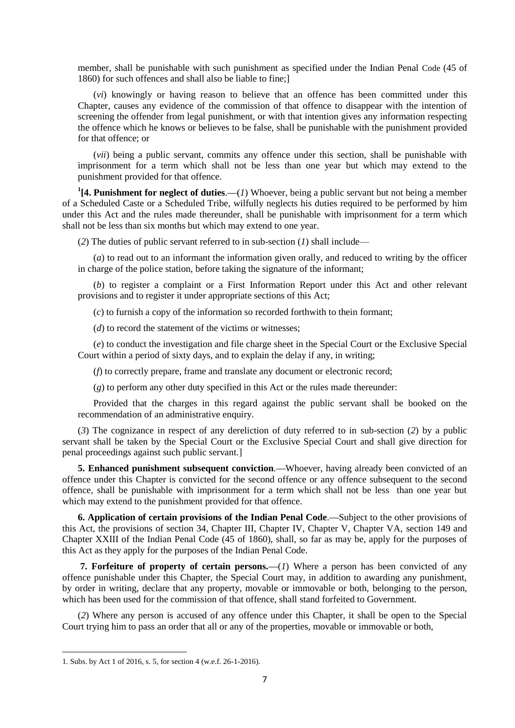member, shall be punishable with such punishment as specified under the Indian Penal Code (45 of 1860) for such offences and shall also be liable to fine;]

(*vi*) knowingly or having reason to believe that an offence has been committed under this Chapter, causes any evidence of the commission of that offence to disappear with the intention of screening the offender from legal punishment, or with that intention gives any information respecting the offence which he knows or believes to be false, shall be punishable with the punishment provided for that offence; or

(*vii*) being a public servant, commits any offence under this section, shall be punishable with imprisonment for a term which shall not be less than one year but which may extend to the punishment provided for that offence.

[1]**[4. Punishment for neglect of duties**.—(*1*) Whoever, being a public servant but not being a member of a Scheduled Caste or a Scheduled Tribe, wilfully neglects his duties required to be performed by him under this Act and the rules made thereunder, shall be punishable with imprisonment for a term which shall not be less than six months but which may extend to one year.

(*2*) The duties of public servant referred to in sub-section (*1*) shall include—

(*a*) to read out to an informant the information given orally, and reduced to writing by the officer in charge of the police station, before taking the signature of the informant;

(*b*) to register a complaint or a First Information Report under this Act and other relevant provisions and to register it under appropriate sections of this Act;

(*c*) to furnish a copy of the information so recorded forthwith to thein formant;

(*d*) to record the statement of the victims or witnesses;

(*e*) to conduct the investigation and file charge sheet in the Special Court or the Exclusive Special Court within a period of sixty days, and to explain the delay if any, in writing;

(*f*) to correctly prepare, frame and translate any document or electronic record;

(*g*) to perform any other duty specified in this Act or the rules made thereunder:

Provided that the charges in this regard against the public servant shall be booked on the recommendation of an administrative enquiry.

(*3*) The cognizance in respect of any dereliction of duty referred to in sub-section (*2*) by a public servant shall be taken by the Special Court or the Exclusive Special Court and shall give direction for penal proceedings against such public servant.]

**5. Enhanced punishment subsequent conviction**.—Whoever, having already been convicted of an offence under this Chapter is convicted for the second offence or any offence subsequent to the second offence, shall be punishable with imprisonment for a term which shall not be less than one year but which may extend to the punishment provided for that offence.

**6. Application of certain provisions of the Indian Penal Code**.—Subject to the other provisions of this Act, the provisions of section 34, Chapter III, Chapter IV, Chapter V, Chapter VA, section 149 and Chapter XXIII of the Indian Penal Code (45 of 1860), shall, so far as may be, apply for the purposes of this Act as they apply for the purposes of the Indian Penal Code.

**7. Forfeiture of property of certain persons.**—(*1*) Where a person has been convicted of any offence punishable under this Chapter, the Special Court may, in addition to awarding any punishment, by order in writing, declare that any property, movable or immovable or both, belonging to the person, which has been used for the commission of that offence, shall stand forfeited to Government.

(*2*) Where any person is accused of any offence under this Chapter, it shall be open to the Special Court trying him to pass an order that all or any of the properties, movable or immovable or both,

---

1. Subs. by Act 1 of 2016, s. 5, for section 4 (w.e.f. 26-1-2016).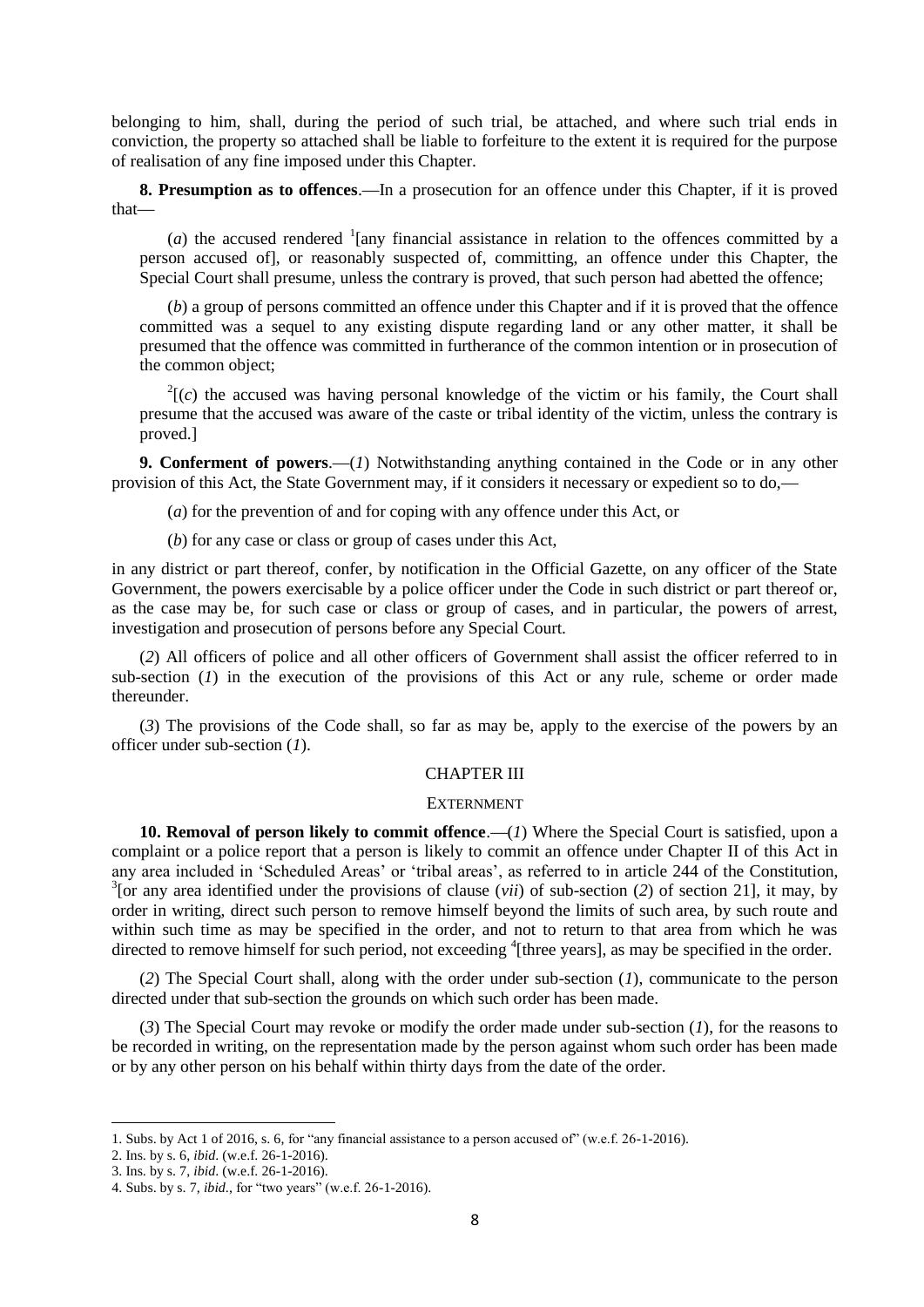belonging to him, shall, during the period of such trial, be attached, and where such trial ends in conviction, the property so attached shall be liable to forfeiture to the extent it is required for the purpose of realisation of any fine imposed under this Chapter.

**8. Presumption as to offences**.—In a prosecution for an offence under this Chapter, if it is proved that—

(*a*) the accused rendered [1][any financial assistance in relation to the offences committed by a person accused of], or reasonably suspected of, committing, an offence under this Chapter, the Special Court shall presume, unless the contrary is proved, that such person had abetted the offence;

(*b*) a group of persons committed an offence under this Chapter and if it is proved that the offence committed was a sequel to any existing dispute regarding land or any other matter, it shall be presumed that the offence was committed in furtherance of the common intention or in prosecution of the common object;

[2][(*c*) the accused was having personal knowledge of the victim or his family, the Court shall presume that the accused was aware of the caste or tribal identity of the victim, unless the contrary is proved.]

**9. Conferment of powers**.—(*1*) Notwithstanding anything contained in the Code or in any other provision of this Act, the State Government may, if it considers it necessary or expedient so to do,—

(*a*) for the prevention of and for coping with any offence under this Act, or

(*b*) for any case or class or group of cases under this Act,

in any district or part thereof, confer, by notification in the Official Gazette, on any officer of the State Government, the powers exercisable by a police officer under the Code in such district or part thereof or, as the case may be, for such case or class or group of cases, and in particular, the powers of arrest, investigation and prosecution of persons before any Special Court.

(*2*) All officers of police and all other officers of Government shall assist the officer referred to in sub-section (*1*) in the execution of the provisions of this Act or any rule, scheme or order made thereunder.

(*3*) The provisions of the Code shall, so far as may be, apply to the exercise of the powers by an officer under sub-section (*1*).

## CHAPTER III

### EXTERNMENT

**10. Removal of person likely to commit offence**.—(*1*) Where the Special Court is satisfied, upon a complaint or a police report that a person is likely to commit an offence under Chapter II of this Act in any area included in 'Scheduled Areas' or 'tribal areas', as referred to in article 244 of the Constitution, [3][or any area identified under the provisions of clause (*vii*) of sub-section (*2*) of section 21], it may, by order in writing, direct such person to remove himself beyond the limits of such area, by such route and within such time as may be specified in the order, and not to return to that area from which he was directed to remove himself for such period, not exceeding [4][three years], as may be specified in the order.

(*2*) The Special Court shall, along with the order under sub-section (*1*), communicate to the person directed under that sub-section the grounds on which such order has been made.

(*3*) The Special Court may revoke or modify the order made under sub-section (*1*), for the reasons to be recorded in writing, on the representation made by the person against whom such order has been made or by any other person on his behalf within thirty days from the date of the order.

---

1. Subs. by Act 1 of 2016, s. 6, for "any financial assistance to a person accused of" (w.e.f. 26-1-2016).
2. Ins. by s. 6, *ibid*. (w.e.f. 26-1-2016).
3. Ins. by s. 7, *ibid*. (w.e.f. 26-1-2016).
4. Subs. by s. 7, *ibid*., for "two years" (w.e.f. 26-1-2016).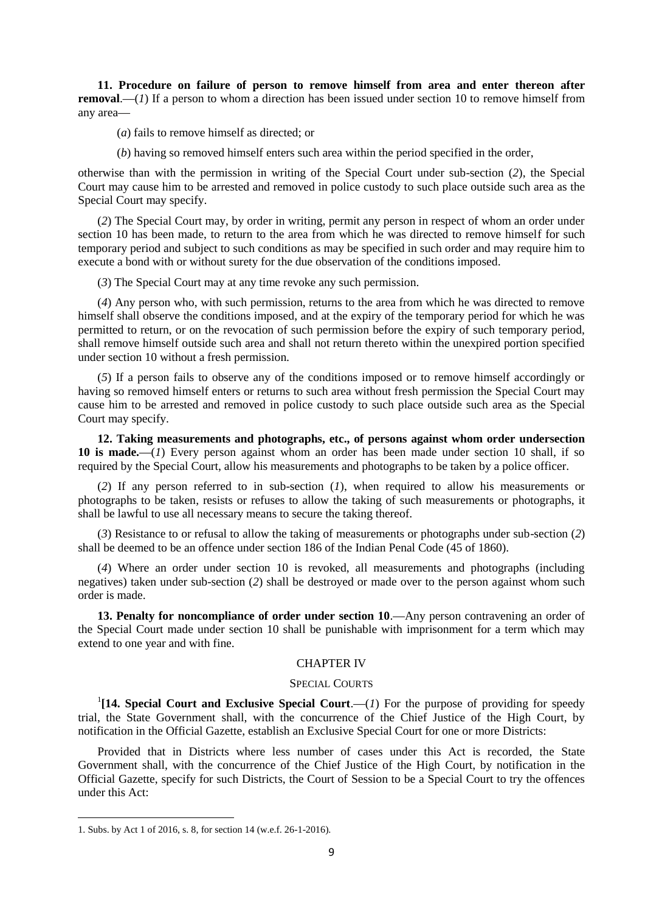**11. Procedure on failure of person to remove himself from area and enter thereon after removal**.—(*1*) If a person to whom a direction has been issued under section 10 to remove himself from any area—

(*a*) fails to remove himself as directed; or

(*b*) having so removed himself enters such area within the period specified in the order,

otherwise than with the permission in writing of the Special Court under sub-section (*2*), the Special Court may cause him to be arrested and removed in police custody to such place outside such area as the Special Court may specify.

(*2*) The Special Court may, by order in writing, permit any person in respect of whom an order under section 10 has been made, to return to the area from which he was directed to remove himself for such temporary period and subject to such conditions as may be specified in such order and may require him to execute a bond with or without surety for the due observation of the conditions imposed.

(*3*) The Special Court may at any time revoke any such permission.

(*4*) Any person who, with such permission, returns to the area from which he was directed to remove himself shall observe the conditions imposed, and at the expiry of the temporary period for which he was permitted to return, or on the revocation of such permission before the expiry of such temporary period, shall remove himself outside such area and shall not return thereto within the unexpired portion specified under section 10 without a fresh permission.

(*5*) If a person fails to observe any of the conditions imposed or to remove himself accordingly or having so removed himself enters or returns to such area without fresh permission the Special Court may cause him to be arrested and removed in police custody to such place outside such area as the Special Court may specify.

**12. Taking measurements and photographs, etc., of persons against whom order undersection 10 is made.**—(*1*) Every person against whom an order has been made under section 10 shall, if so required by the Special Court, allow his measurements and photographs to be taken by a police officer.

(*2*) If any person referred to in sub-section (*1*), when required to allow his measurements or photographs to be taken, resists or refuses to allow the taking of such measurements or photographs, it shall be lawful to use all necessary means to secure the taking thereof.

(*3*) Resistance to or refusal to allow the taking of measurements or photographs under sub-section (*2*) shall be deemed to be an offence under section 186 of the Indian Penal Code (45 of 1860).

(*4*) Where an order under section 10 is revoked, all measurements and photographs (including negatives) taken under sub-section (*2*) shall be destroyed or made over to the person against whom such order is made.

**13. Penalty for noncompliance of order under section 10**.—Any person contravening an order of the Special Court made under section 10 shall be punishable with imprisonment for a term which may extend to one year and with fine.

## CHAPTER IV

## SPECIAL COURTS

[1]**[14. Special Court and Exclusive Special Court**.—(*1*) For the purpose of providing for speedy trial, the State Government shall, with the concurrence of the Chief Justice of the High Court, by notification in the Official Gazette, establish an Exclusive Special Court for one or more Districts:

Provided that in Districts where less number of cases under this Act is recorded, the State Government shall, with the concurrence of the Chief Justice of the High Court, by notification in the Official Gazette, specify for such Districts, the Court of Session to be a Special Court to try the offences under this Act:

1. Subs. by Act 1 of 2016, s. 8, for section 14 (w.e.f. 26-1-2016).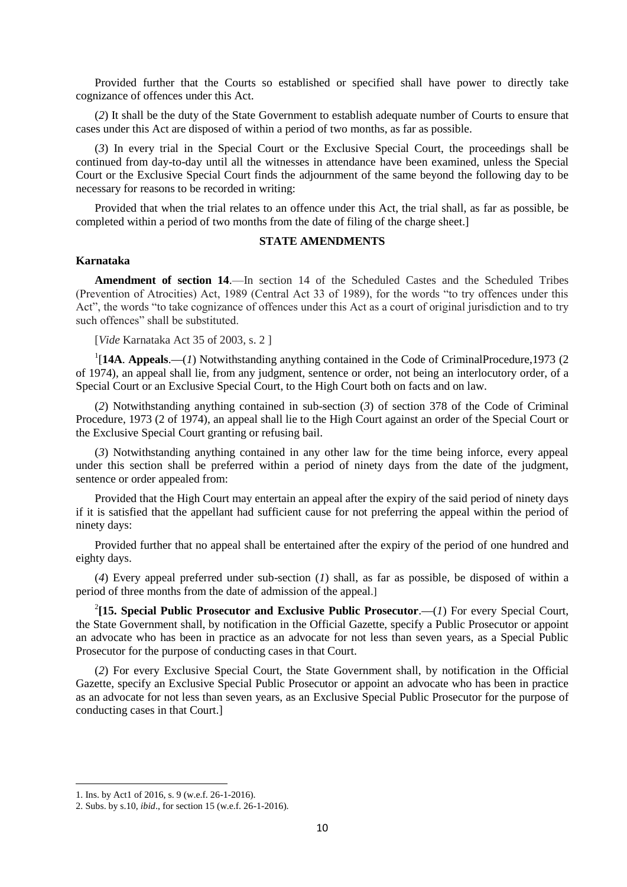Provided further that the Courts so established or specified shall have power to directly take cognizance of offences under this Act.

(*2*) It shall be the duty of the State Government to establish adequate number of Courts to ensure that cases under this Act are disposed of within a period of two months, as far as possible.

(*3*) In every trial in the Special Court or the Exclusive Special Court, the proceedings shall be continued from day-to-day until all the witnesses in attendance have been examined, unless the Special Court or the Exclusive Special Court finds the adjournment of the same beyond the following day to be necessary for reasons to be recorded in writing:

Provided that when the trial relates to an offence under this Act, the trial shall, as far as possible, be completed within a period of two months from the date of filing of the charge sheet.]

**STATE AMENDMENTS**

**Karnataka**

**Amendment of section 14**.—In section 14 of the Scheduled Castes and the Scheduled Tribes (Prevention of Atrocities) Act, 1989 (Central Act 33 of 1989), for the words "to try offences under this Act", the words "to take cognizance of offences under this Act as a court of original jurisdiction and to try such offences" shall be substituted.

[*Vide* Karnataka Act 35 of 2003, s. 2 ]

[1][**14A**. **Appeals**.—(*1*) Notwithstanding anything contained in the Code of CriminalProcedure,1973 (2 of 1974), an appeal shall lie, from any judgment, sentence or order, not being an interlocutory order, of a Special Court or an Exclusive Special Court, to the High Court both on facts and on law.

(*2*) Notwithstanding anything contained in sub-section (*3*) of section 378 of the Code of Criminal Procedure, 1973 (2 of 1974), an appeal shall lie to the High Court against an order of the Special Court or the Exclusive Special Court granting or refusing bail.

(*3*) Notwithstanding anything contained in any other law for the time being inforce, every appeal under this section shall be preferred within a period of ninety days from the date of the judgment, sentence or order appealed from:

Provided that the High Court may entertain an appeal after the expiry of the said period of ninety days if it is satisfied that the appellant had sufficient cause for not preferring the appeal within the period of ninety days:

Provided further that no appeal shall be entertained after the expiry of the period of one hundred and eighty days.

(*4*) Every appeal preferred under sub-section (*1*) shall, as far as possible, be disposed of within a period of three months from the date of admission of the appeal.]

[2]**[15. Special Public Prosecutor and Exclusive Public Prosecutor**.—(*1*) For every Special Court, the State Government shall, by notification in the Official Gazette, specify a Public Prosecutor or appoint an advocate who has been in practice as an advocate for not less than seven years, as a Special Public Prosecutor for the purpose of conducting cases in that Court.

(*2*) For every Exclusive Special Court, the State Government shall, by notification in the Official Gazette, specify an Exclusive Special Public Prosecutor or appoint an advocate who has been in practice as an advocate for not less than seven years, as an Exclusive Special Public Prosecutor for the purpose of conducting cases in that Court.]

---

1. Ins. by Act1 of 2016, s. 9 (w.e.f. 26-1-2016).
2. Subs. by s.10, *ibid*., for section 15 (w.e.f. 26-1-2016).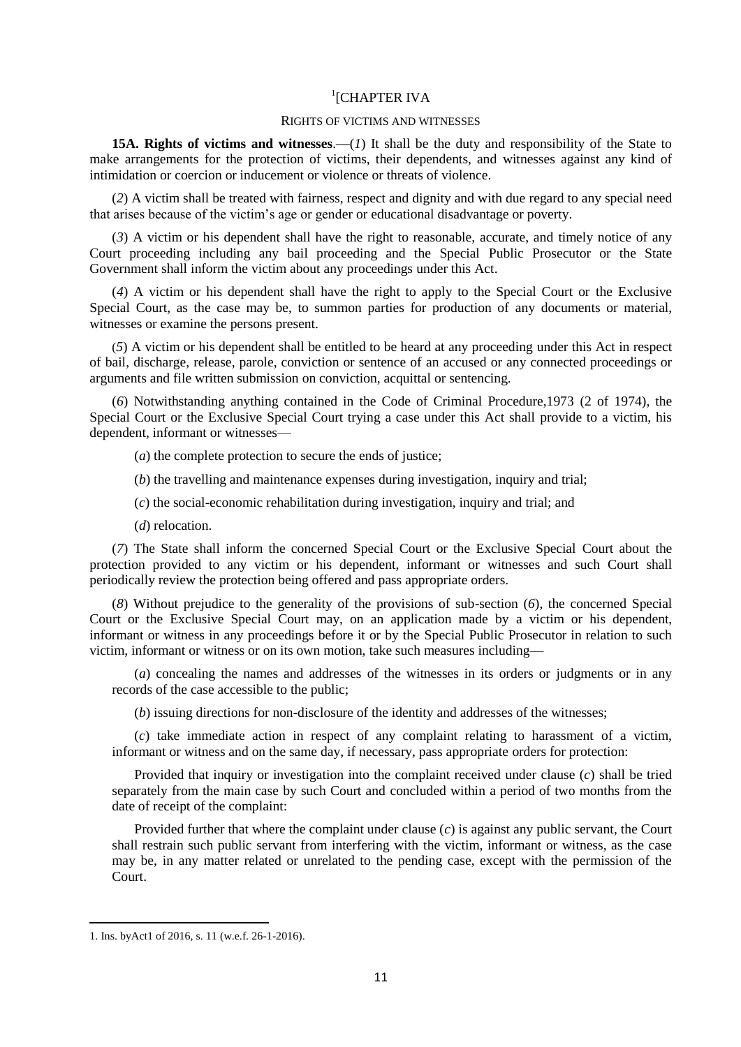## [1][CHAPTER IVA

### RIGHTS OF VICTIMS AND WITNESSES

**15A. Rights of victims and witnesses**.—(*1*) It shall be the duty and responsibility of the State to make arrangements for the protection of victims, their dependents, and witnesses against any kind of intimidation or coercion or inducement or violence or threats of violence.

(*2*) A victim shall be treated with fairness, respect and dignity and with due regard to any special need that arises because of the victim's age or gender or educational disadvantage or poverty.

(*3*) A victim or his dependent shall have the right to reasonable, accurate, and timely notice of any Court proceeding including any bail proceeding and the Special Public Prosecutor or the State Government shall inform the victim about any proceedings under this Act.

(*4*) A victim or his dependent shall have the right to apply to the Special Court or the Exclusive Special Court, as the case may be, to summon parties for production of any documents or material, witnesses or examine the persons present.

(*5*) A victim or his dependent shall be entitled to be heard at any proceeding under this Act in respect of bail, discharge, release, parole, conviction or sentence of an accused or any connected proceedings or arguments and file written submission on conviction, acquittal or sentencing.

(*6*) Notwithstanding anything contained in the Code of Criminal Procedure,1973 (2 of 1974), the Special Court or the Exclusive Special Court trying a case under this Act shall provide to a victim, his dependent, informant or witnesses—

(*a*) the complete protection to secure the ends of justice;

(*b*) the travelling and maintenance expenses during investigation, inquiry and trial;

(*c*) the social-economic rehabilitation during investigation, inquiry and trial; and

(*d*) relocation.

(*7*) The State shall inform the concerned Special Court or the Exclusive Special Court about the protection provided to any victim or his dependent, informant or witnesses and such Court shall periodically review the protection being offered and pass appropriate orders.

(*8*) Without prejudice to the generality of the provisions of sub-section (*6*), the concerned Special Court or the Exclusive Special Court may, on an application made by a victim or his dependent, informant or witness in any proceedings before it or by the Special Public Prosecutor in relation to such victim, informant or witness or on its own motion, take such measures including—

(*a*) concealing the names and addresses of the witnesses in its orders or judgments or in any records of the case accessible to the public;

(*b*) issuing directions for non-disclosure of the identity and addresses of the witnesses;

(*c*) take immediate action in respect of any complaint relating to harassment of a victim, informant or witness and on the same day, if necessary, pass appropriate orders for protection:

Provided that inquiry or investigation into the complaint received under clause (*c*) shall be tried separately from the main case by such Court and concluded within a period of two months from the date of receipt of the complaint:

Provided further that where the complaint under clause (*c*) is against any public servant, the Court shall restrain such public servant from interfering with the victim, informant or witness, as the case may be, in any matter related or unrelated to the pending case, except with the permission of the Court.

---

1. Ins. byAct1 of 2016, s. 11 (w.e.f. 26-1-2016).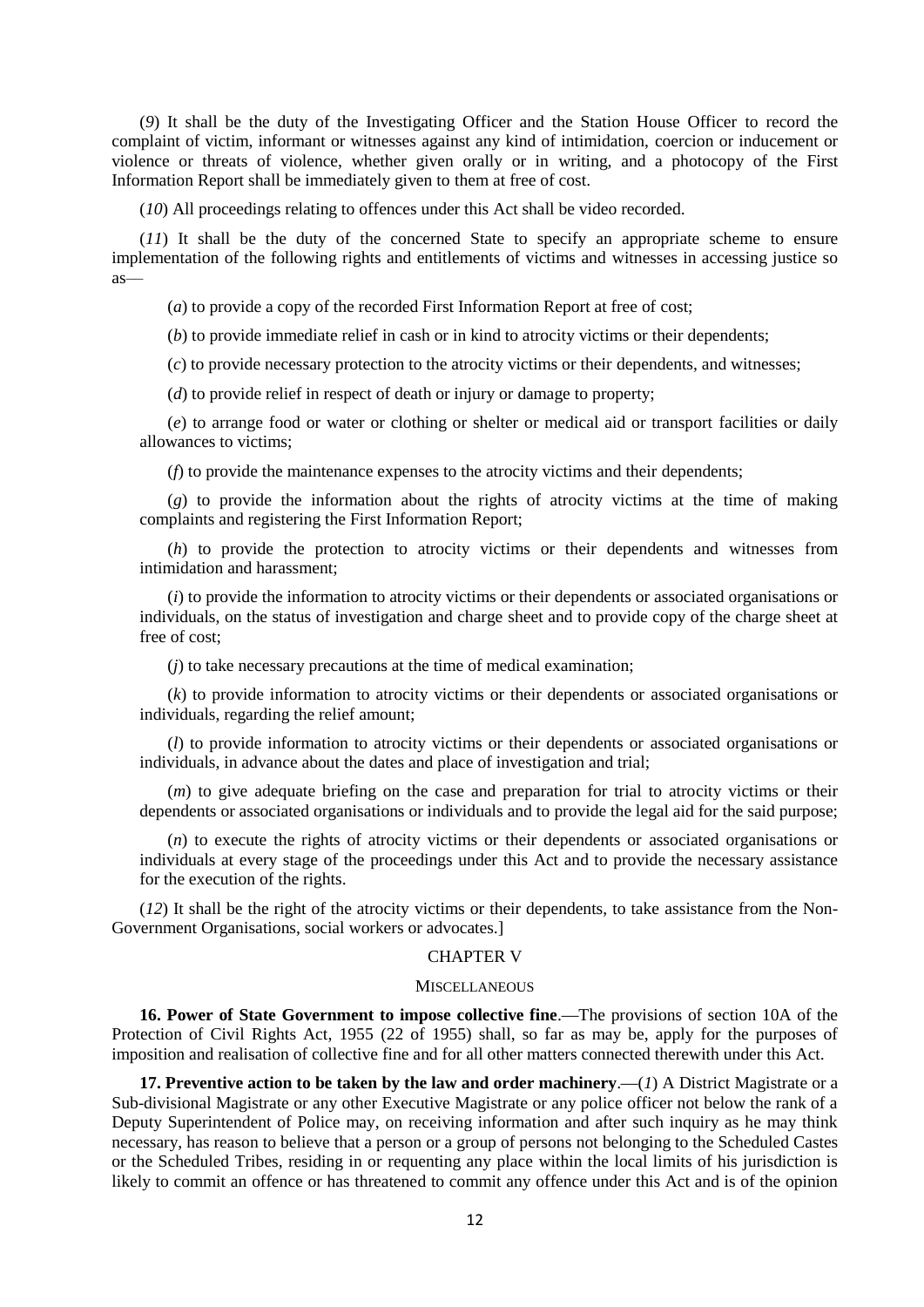(*9*) It shall be the duty of the Investigating Officer and the Station House Officer to record the complaint of victim, informant or witnesses against any kind of intimidation, coercion or inducement or violence or threats of violence, whether given orally or in writing, and a photocopy of the First Information Report shall be immediately given to them at free of cost.

(*10*) All proceedings relating to offences under this Act shall be video recorded.

(*11*) It shall be the duty of the concerned State to specify an appropriate scheme to ensure implementation of the following rights and entitlements of victims and witnesses in accessing justice so as—

(*a*) to provide a copy of the recorded First Information Report at free of cost;

(*b*) to provide immediate relief in cash or in kind to atrocity victims or their dependents;

(*c*) to provide necessary protection to the atrocity victims or their dependents, and witnesses;

(*d*) to provide relief in respect of death or injury or damage to property;

(*e*) to arrange food or water or clothing or shelter or medical aid or transport facilities or daily allowances to victims;

(*f*) to provide the maintenance expenses to the atrocity victims and their dependents;

(*g*) to provide the information about the rights of atrocity victims at the time of making complaints and registering the First Information Report;

(*h*) to provide the protection to atrocity victims or their dependents and witnesses from intimidation and harassment;

(*i*) to provide the information to atrocity victims or their dependents or associated organisations or individuals, on the status of investigation and charge sheet and to provide copy of the charge sheet at free of cost;

(*j*) to take necessary precautions at the time of medical examination;

(*k*) to provide information to atrocity victims or their dependents or associated organisations or individuals, regarding the relief amount;

(*l*) to provide information to atrocity victims or their dependents or associated organisations or individuals, in advance about the dates and place of investigation and trial;

(*m*) to give adequate briefing on the case and preparation for trial to atrocity victims or their dependents or associated organisations or individuals and to provide the legal aid for the said purpose;

(*n*) to execute the rights of atrocity victims or their dependents or associated organisations or individuals at every stage of the proceedings under this Act and to provide the necessary assistance for the execution of the rights.

(*12*) It shall be the right of the atrocity victims or their dependents, to take assistance from the Non-Government Organisations, social workers or advocates.]

## CHAPTER V

### MISCELLANEOUS

**16. Power of State Government to impose collective fine**.—The provisions of section 10A of the Protection of Civil Rights Act, 1955 (22 of 1955) shall, so far as may be, apply for the purposes of imposition and realisation of collective fine and for all other matters connected therewith under this Act.

**17. Preventive action to be taken by the law and order machinery**.—(*1*) A District Magistrate or a Sub-divisional Magistrate or any other Executive Magistrate or any police officer not below the rank of a Deputy Superintendent of Police may, on receiving information and after such inquiry as he may think necessary, has reason to believe that a person or a group of persons not belonging to the Scheduled Castes or the Scheduled Tribes, residing in or requenting any place within the local limits of his jurisdiction is likely to commit an offence or has threatened to commit any offence under this Act and is of the opinion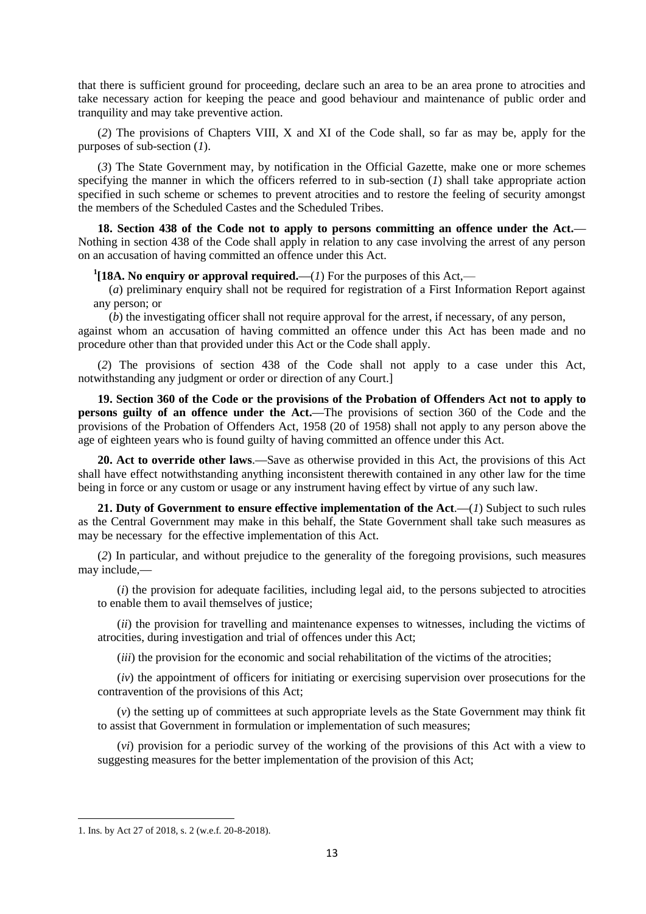that there is sufficient ground for proceeding, declare such an area to be an area prone to atrocities and take necessary action for keeping the peace and good behaviour and maintenance of public order and tranquility and may take preventive action.

(*2*) The provisions of Chapters VIII, X and XI of the Code shall, so far as may be, apply for the purposes of sub-section (*1*).

(*3*) The State Government may, by notification in the Official Gazette, make one or more schemes specifying the manner in which the officers referred to in sub-section (*1*) shall take appropriate action specified in such scheme or schemes to prevent atrocities and to restore the feeling of security amongst the members of the Scheduled Castes and the Scheduled Tribes.

**18. Section 438 of the Code not to apply to persons committing an offence under the Act.**—Nothing in section 438 of the Code shall apply in relation to any case involving the arrest of any person on an accusation of having committed an offence under this Act.

[1][**18A. No enquiry or approval required.**—(*1*) For the purposes of this Act,—

(*a*) preliminary enquiry shall not be required for registration of a First Information Report against any person; or

(*b*) the investigating officer shall not require approval for the arrest, if necessary, of any person, against whom an accusation of having committed an offence under this Act has been made and no procedure other than that provided under this Act or the Code shall apply.

(*2*) The provisions of section 438 of the Code shall not apply to a case under this Act, notwithstanding any judgment or order or direction of any Court.]

**19. Section 360 of the Code or the provisions of the Probation of Offenders Act not to apply to persons guilty of an offence under the Act.**—The provisions of section 360 of the Code and the provisions of the Probation of Offenders Act, 1958 (20 of 1958) shall not apply to any person above the age of eighteen years who is found guilty of having committed an offence under this Act.

**20. Act to override other laws**.—Save as otherwise provided in this Act, the provisions of this Act shall have effect notwithstanding anything inconsistent therewith contained in any other law for the time being in force or any custom or usage or any instrument having effect by virtue of any such law.

**21. Duty of Government to ensure effective implementation of the Act**.—(*1*) Subject to such rules as the Central Government may make in this behalf, the State Government shall take such measures as may be necessary for the effective implementation of this Act.

(*2*) In particular, and without prejudice to the generality of the foregoing provisions, such measures may include,—

(*i*) the provision for adequate facilities, including legal aid, to the persons subjected to atrocities to enable them to avail themselves of justice;

(*ii*) the provision for travelling and maintenance expenses to witnesses, including the victims of atrocities, during investigation and trial of offences under this Act;

(*iii*) the provision for the economic and social rehabilitation of the victims of the atrocities;

(*iv*) the appointment of officers for initiating or exercising supervision over prosecutions for the contravention of the provisions of this Act;

(*v*) the setting up of committees at such appropriate levels as the State Government may think fit to assist that Government in formulation or implementation of such measures;

(*vi*) provision for a periodic survey of the working of the provisions of this Act with a view to suggesting measures for the better implementation of the provision of this Act;

---

1. Ins. by Act 27 of 2018, s. 2 (w.e.f. 20-8-2018).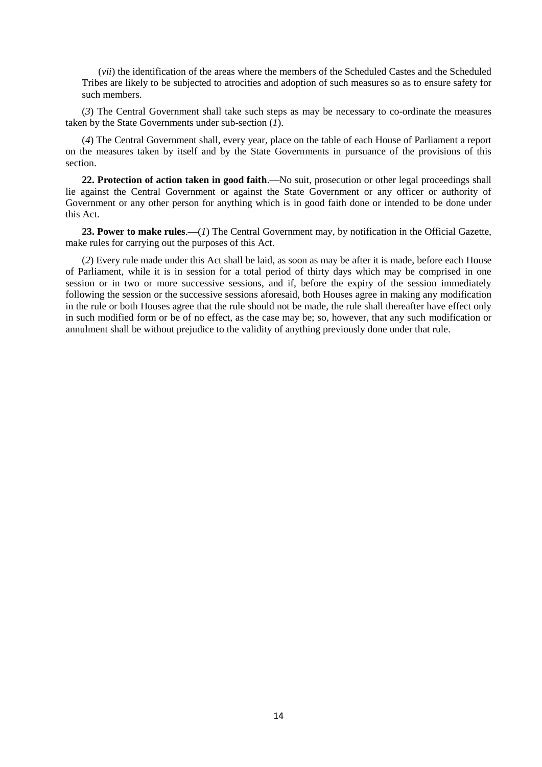(*vii*) the identification of the areas where the members of the Scheduled Castes and the Scheduled Tribes are likely to be subjected to atrocities and adoption of such measures so as to ensure safety for such members.

(*3*) The Central Government shall take such steps as may be necessary to co-ordinate the measures taken by the State Governments under sub-section (*1*).

(*4*) The Central Government shall, every year, place on the table of each House of Parliament a report on the measures taken by itself and by the State Governments in pursuance of the provisions of this section.

**22. Protection of action taken in good faith**.—No suit, prosecution or other legal proceedings shall lie against the Central Government or against the State Government or any officer or authority of Government or any other person for anything which is in good faith done or intended to be done under this Act.

**23. Power to make rules**.—(*1*) The Central Government may, by notification in the Official Gazette, make rules for carrying out the purposes of this Act.

(*2*) Every rule made under this Act shall be laid, as soon as may be after it is made, before each House of Parliament, while it is in session for a total period of thirty days which may be comprised in one session or in two or more successive sessions, and if, before the expiry of the session immediately following the session or the successive sessions aforesaid, both Houses agree in making any modification in the rule or both Houses agree that the rule should not be made, the rule shall thereafter have effect only in such modified form or be of no effect, as the case may be; so, however, that any such modification or annulment shall be without prejudice to the validity of anything previously done under that rule.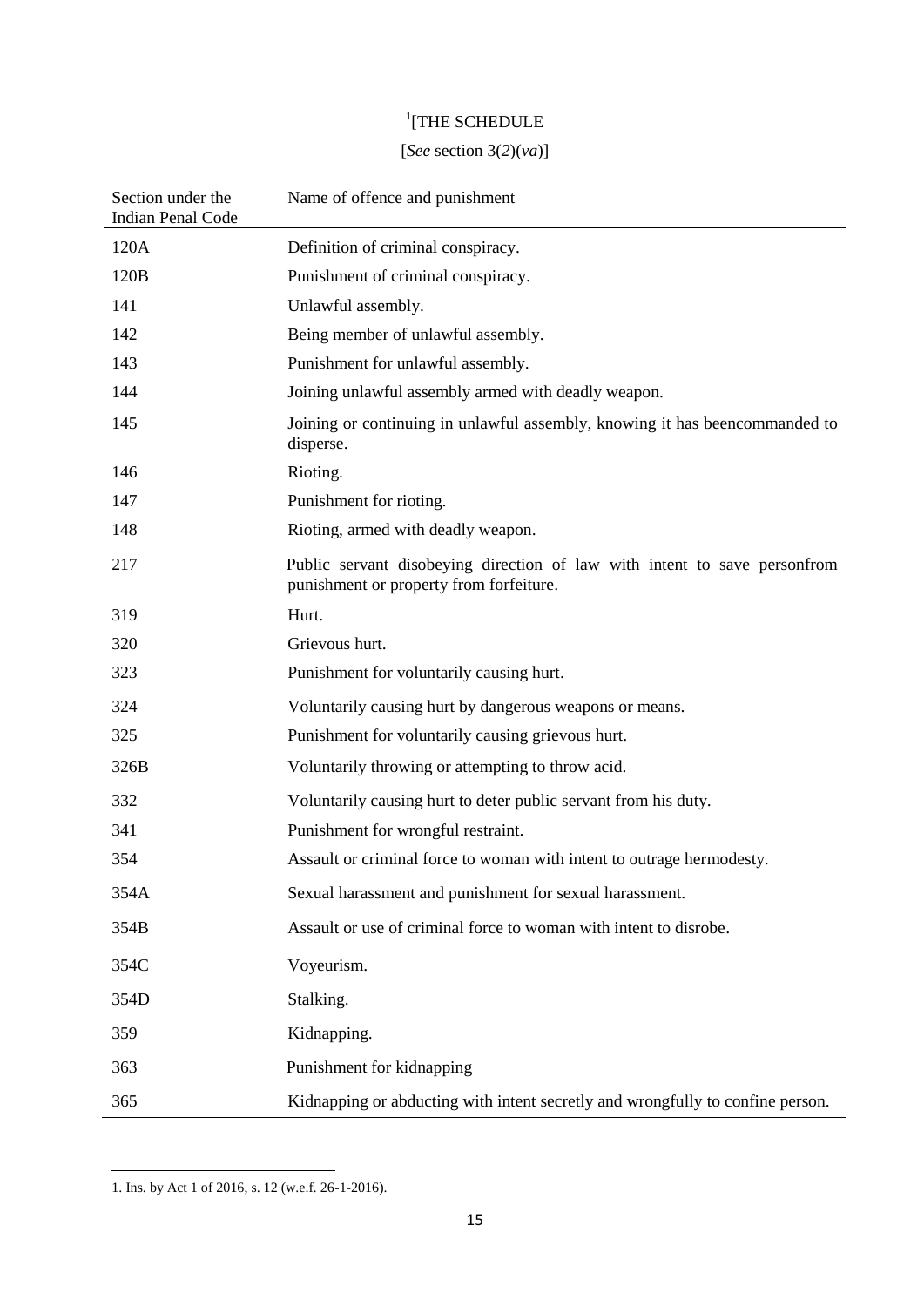# [1][THE SCHEDULE

[*See* section 3(*2*)(*va*)]

| Section under the Indian Penal Code | Name of offence and punishment |
|---|---|
| 120A | Definition of criminal conspiracy. |
| 120B | Punishment of criminal conspiracy. |
| 141 | Unlawful assembly. |
| 142 | Being member of unlawful assembly. |
| 143 | Punishment for unlawful assembly. |
| 144 | Joining unlawful assembly armed with deadly weapon. |
| 145 | Joining or continuing in unlawful assembly, knowing it has beencommanded to disperse. |
| 146 | Rioting. |
| 147 | Punishment for rioting. |
| 148 | Rioting, armed with deadly weapon. |
| 217 | Public servant disobeying direction of law with intent to save personfrom punishment or property from forfeiture. |
| 319 | Hurt. |
| 320 | Grievous hurt. |
| 323 | Punishment for voluntarily causing hurt. |
| 324 | Voluntarily causing hurt by dangerous weapons or means. |
| 325 | Punishment for voluntarily causing grievous hurt. |
| 326B | Voluntarily throwing or attempting to throw acid. |
| 332 | Voluntarily causing hurt to deter public servant from his duty. |
| 341 | Punishment for wrongful restraint. |
| 354 | Assault or criminal force to woman with intent to outrage hermodesty. |
| 354A | Sexual harassment and punishment for sexual harassment. |
| 354B | Assault or use of criminal force to woman with intent to disrobe. |
| 354C | Voyeurism. |
| 354D | Stalking. |
| 359 | Kidnapping. |
| 363 | Punishment for kidnapping |
| 365 | Kidnapping or abducting with intent secretly and wrongfully to confine person. |

1. Ins. by Act 1 of 2016, s. 12 (w.e.f. 26-1-2016).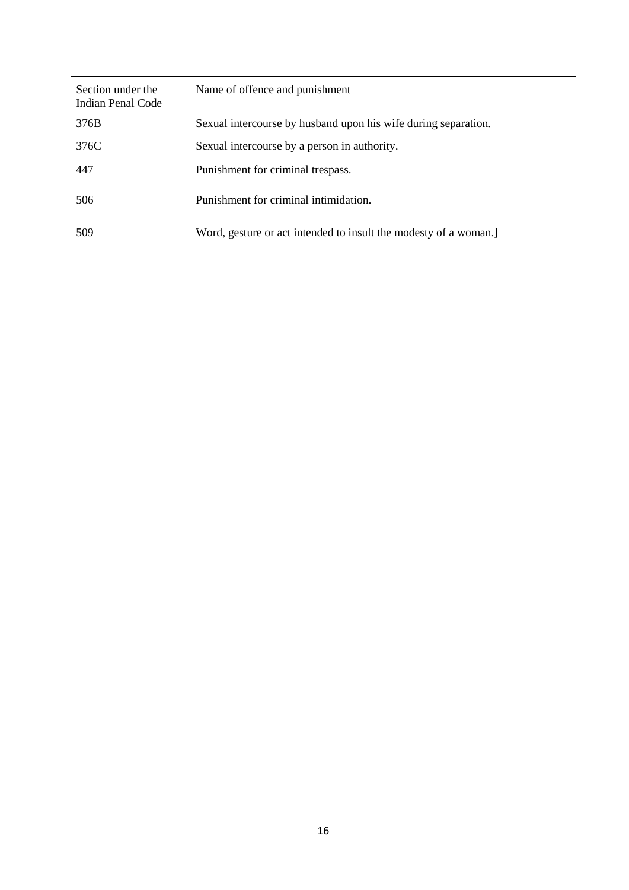| Section under the Indian Penal Code | Name of offence and punishment |
|---|---|
| 376B | Sexual intercourse by husband upon his wife during separation. |
| 376C | Sexual intercourse by a person in authority. |
| 447 | Punishment for criminal trespass. |
| 506 | Punishment for criminal intimidation. |
| 509 | Word, gesture or act intended to insult the modesty of a woman.] |